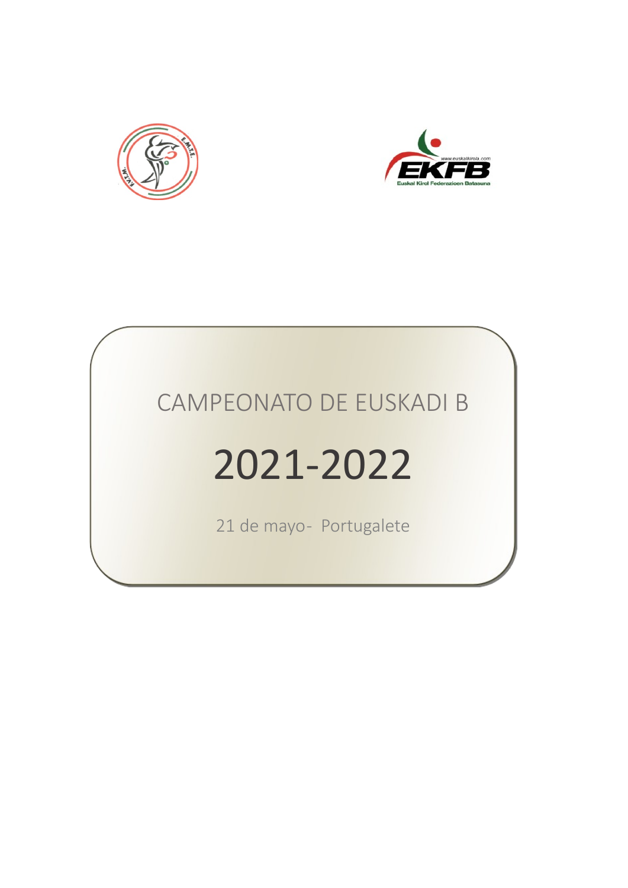CAMPEONATO DE EUSKADI B

# 2021-2022

21 de mayo- Portugalete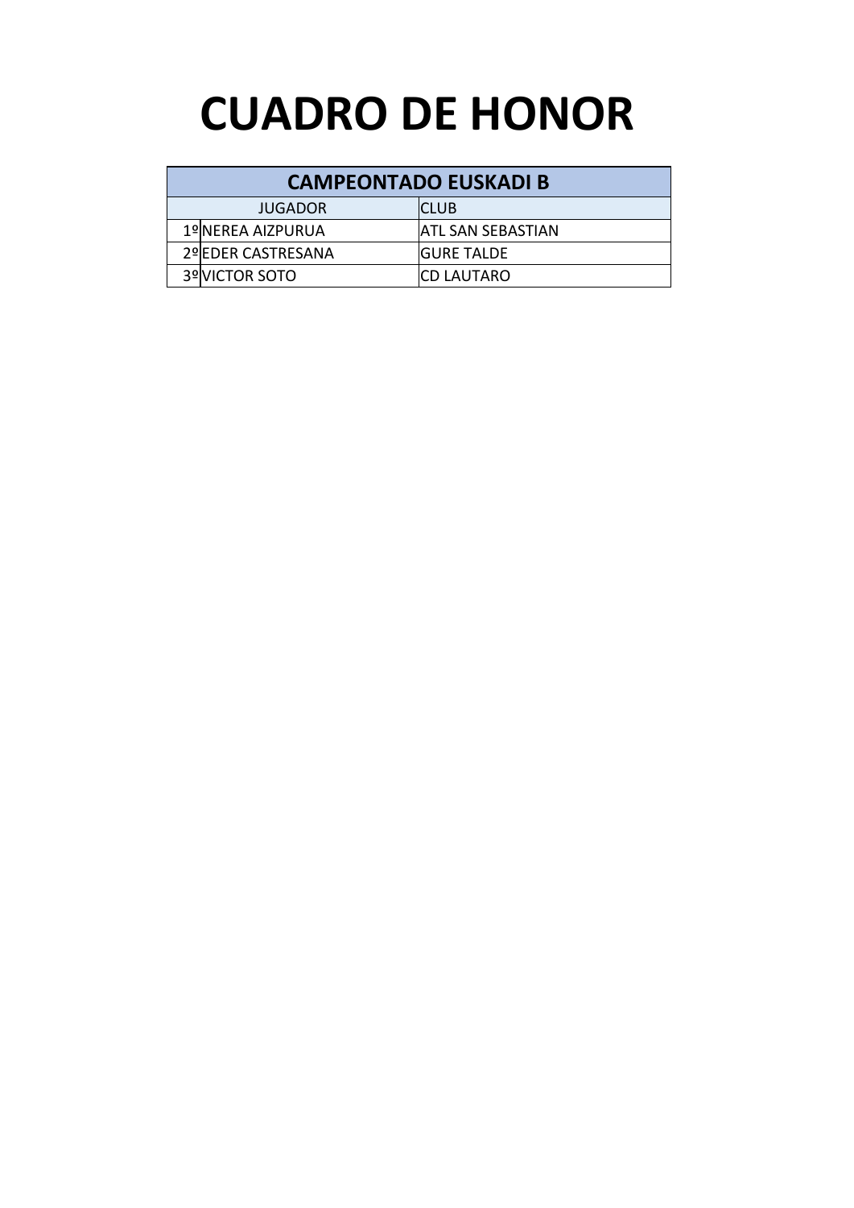# CUADRO DE HONOR

| CAMPEONTADO EUSKADI B | | |
|---|---|---|
| | JUGADOR | CLUB |
| 1º | NEREA AIZPURUA | ATL SAN SEBASTIAN |
| 2º | EDER CASTRESANA | GURE TALDE |
| 3º | VICTOR SOTO | CD LAUTARO |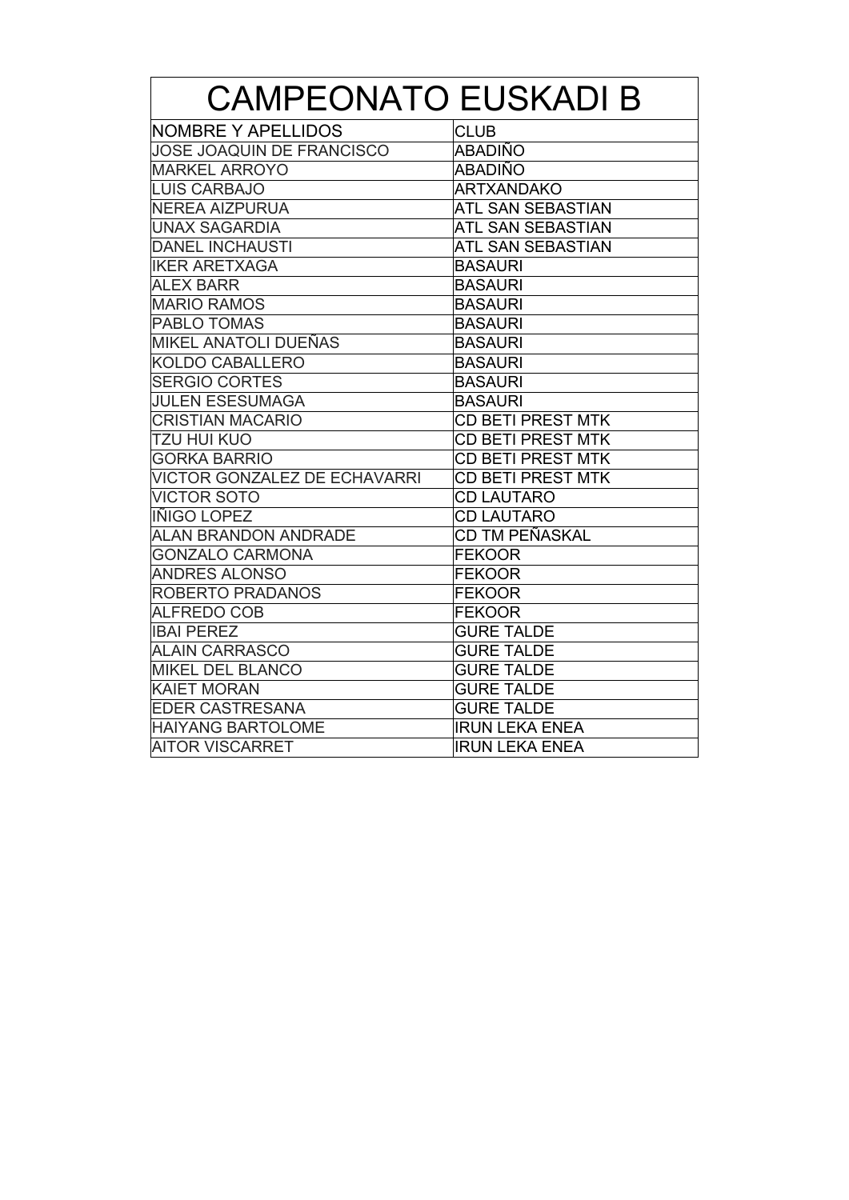# CAMPEONATO EUSKADI B

| NOMBRE Y APELLIDOS | CLUB |
|---|---|
| JOSE JOAQUIN DE FRANCISCO | ABADIÑO |
| MARKEL ARROYO | ABADIÑO |
| LUIS CARBAJO | ARTXANDAKO |
| NEREA AIZPURUA | ATL SAN SEBASTIAN |
| UNAX SAGARDIA | ATL SAN SEBASTIAN |
| DANEL INCHAUSTI | ATL SAN SEBASTIAN |
| IKER ARETXAGA | BASAURI |
| ALEX BARR | BASAURI |
| MARIO RAMOS | BASAURI |
| PABLO TOMAS | BASAURI |
| MIKEL ANATOLI DUEÑAS | BASAURI |
| KOLDO CABALLERO | BASAURI |
| SERGIO CORTES | BASAURI |
| JULEN ESESUMAGA | BASAURI |
| CRISTIAN MACARIO | CD BETI PREST MTK |
| TZU HUI KUO | CD BETI PREST MTK |
| GORKA BARRIO | CD BETI PREST MTK |
| VICTOR GONZALEZ DE ECHAVARRI | CD BETI PREST MTK |
| VICTOR SOTO | CD LAUTARO |
| IÑIGO LOPEZ | CD LAUTARO |
| ALAN BRANDON ANDRADE | CD TM PEÑASKAL |
| GONZALO CARMONA | FEKOOR |
| ANDRES ALONSO | FEKOOR |
| ROBERTO PRADANOS | FEKOOR |
| ALFREDO COB | FEKOOR |
| IBAI PEREZ | GURE TALDE |
| ALAIN CARRASCO | GURE TALDE |
| MIKEL DEL BLANCO | GURE TALDE |
| KAIET MORAN | GURE TALDE |
| EDER CASTRESANA | GURE TALDE |
| HAIYANG BARTOLOME | IRUN LEKA ENEA |
| AITOR VISCARRET | IRUN LEKA ENEA |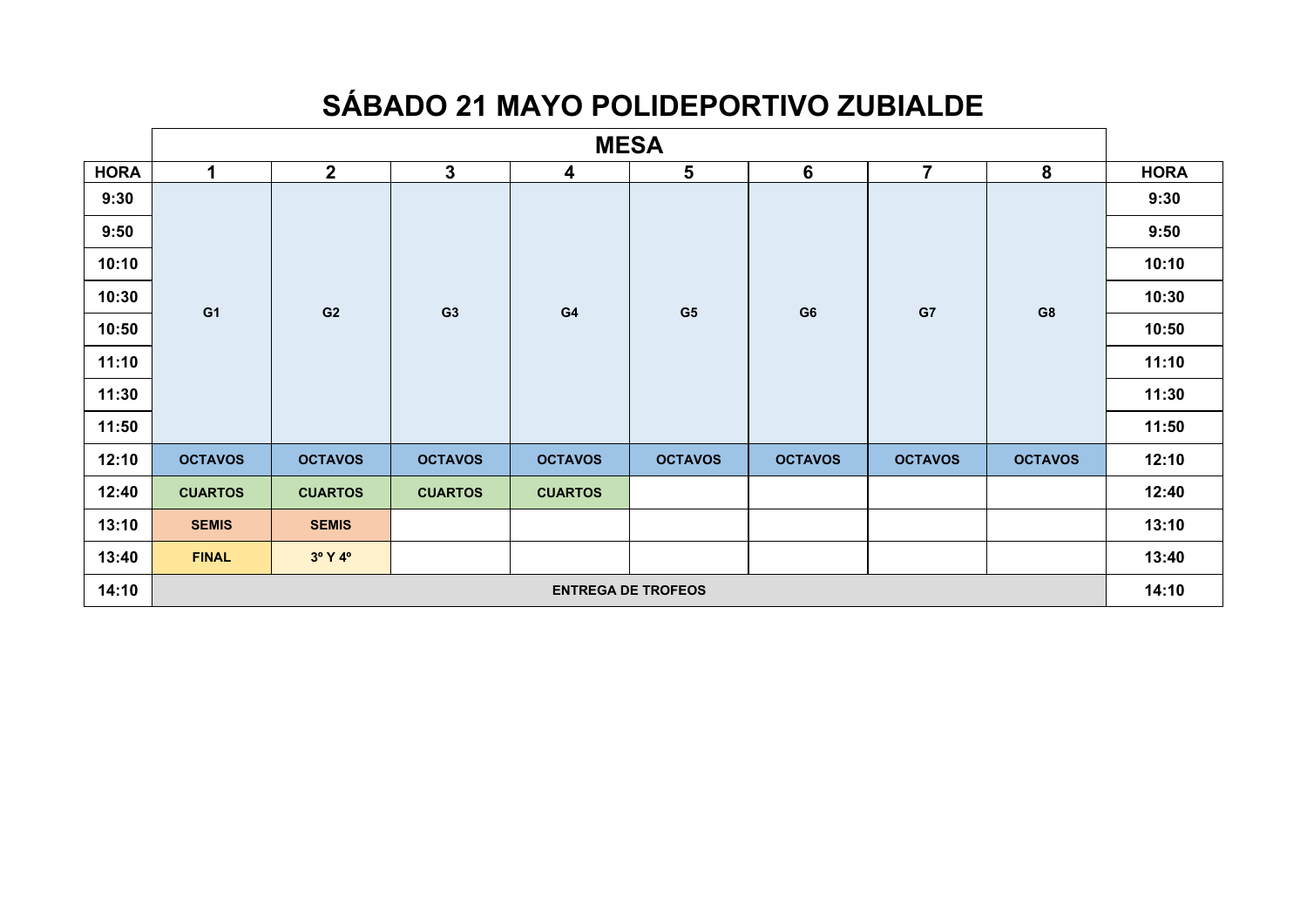# SÁBADO 21 MAYO POLIDEPORTIVO ZUBIALDE

| | MESA | | | | | | | | |
|---|---|---|---|---|---|---|---|---|---|
| **HORA** | **1** | **2** | **3** | **4** | **5** | **6** | **7** | **8** | **HORA** |
| **9:30** | G1 | G2 | G3 | G4 | G5 | G6 | G7 | G8 | **9:30** |
| **9:50** | | | | | | | | | **9:50** |
| **10:10** | | | | | | | | | **10:10** |
| **10:30** | | | | | | | | | **10:30** |
| **10:50** | | | | | | | | | **10:50** |
| **11:10** | | | | | | | | | **11:10** |
| **11:30** | | | | | | | | | **11:30** |
| **11:50** | | | | | | | | | **11:50** |
| **12:10** | **OCTAVOS** | **OCTAVOS** | **OCTAVOS** | **OCTAVOS** | **OCTAVOS** | **OCTAVOS** | **OCTAVOS** | **OCTAVOS** | **12:10** |
| **12:40** | **CUARTOS** | **CUARTOS** | **CUARTOS** | **CUARTOS** | | | | | **12:40** |
| **13:10** | **SEMIS** | **SEMIS** | | | | | | | **13:10** |
| **13:40** | **FINAL** | **3º Y 4º** | | | | | | | **13:40** |
| **14:10** | **ENTREGA DE TROFEOS** | | | | | | | | **14:10** |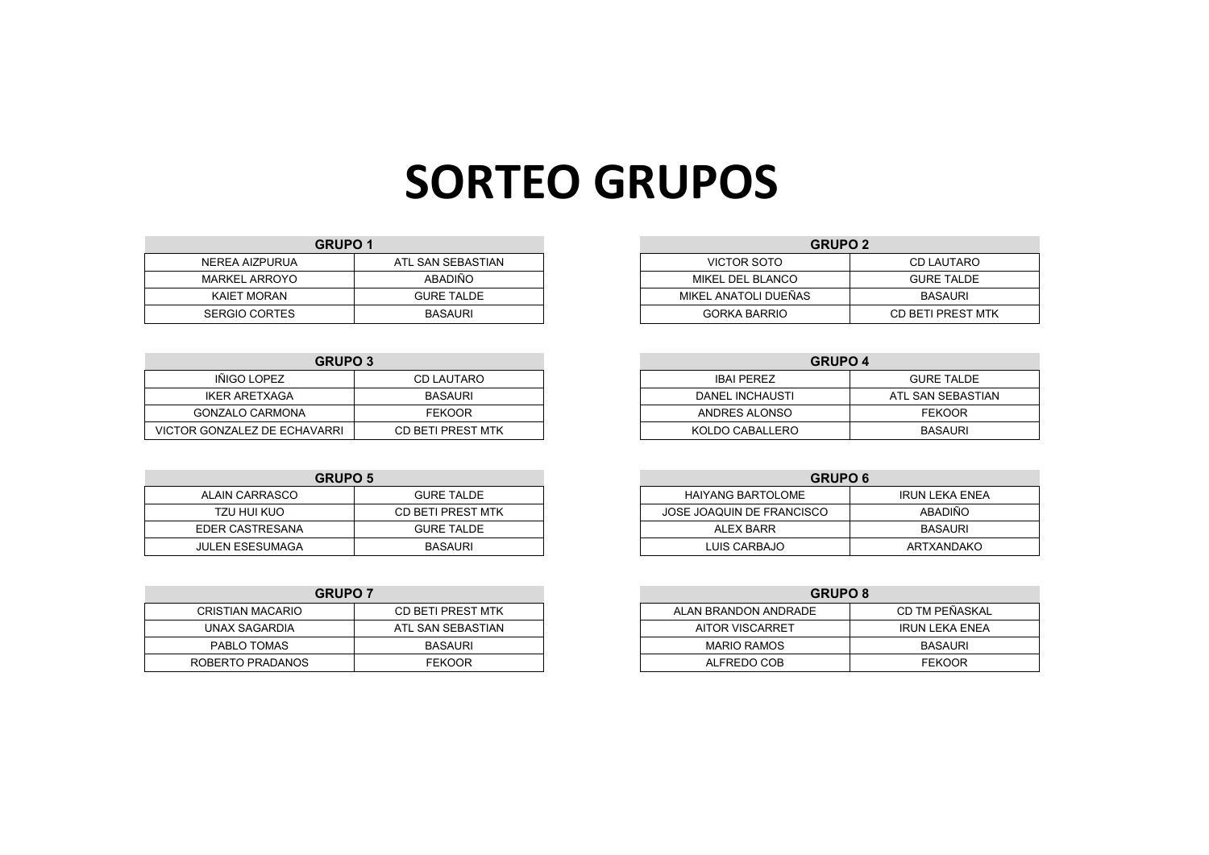# SORTEO GRUPOS

| GRUPO 1 | |
|---|---|
| NEREA AIZPURUA | ATL SAN SEBASTIAN |
| MARKEL ARROYO | ABADIÑO |
| KAIET MORAN | GURE TALDE |
| SERGIO CORTES | BASAURI |

| GRUPO 2 | |
|---|---|
| VICTOR SOTO | CD LAUTARO |
| MIKEL DEL BLANCO | GURE TALDE |
| MIKEL ANATOLI DUEÑAS | BASAURI |
| GORKA BARRIO | CD BETI PREST MTK |

| GRUPO 3 | |
|---|---|
| IÑIGO LOPEZ | CD LAUTARO |
| IKER ARETXAGA | BASAURI |
| GONZALO CARMONA | FEKOOR |
| VICTOR GONZALEZ DE ECHAVARRI | CD BETI PREST MTK |

| GRUPO 4 | |
|---|---|
| IBAI PEREZ | GURE TALDE |
| DANEL INCHAUSTI | ATL SAN SEBASTIAN |
| ANDRES ALONSO | FEKOOR |
| KOLDO CABALLERO | BASAURI |

| GRUPO 5 | |
|---|---|
| ALAIN CARRASCO | GURE TALDE |
| TZU HUI KUO | CD BETI PREST MTK |
| EDER CASTRESANA | GURE TALDE |
| JULEN ESESUMAGA | BASAURI |

| GRUPO 6 | |
|---|---|
| HAIYANG BARTOLOME | IRUN LEKA ENEA |
| JOSE JOAQUIN DE FRANCISCO | ABADIÑO |
| ALEX BARR | BASAURI |
| LUIS CARBAJO | ARTXANDAKO |

| GRUPO 7 | |
|---|---|
| CRISTIAN MACARIO | CD BETI PREST MTK |
| UNAX SAGARDIA | ATL SAN SEBASTIAN |
| PABLO TOMAS | BASAURI |
| ROBERTO PRADANOS | FEKOOR |

| GRUPO 8 | |
|---|---|
| ALAN BRANDON ANDRADE | CD TM PEÑASKAL |
| AITOR VISCARRET | IRUN LEKA ENEA |
| MARIO RAMOS | BASAURI |
| ALFREDO COB | FEKOOR |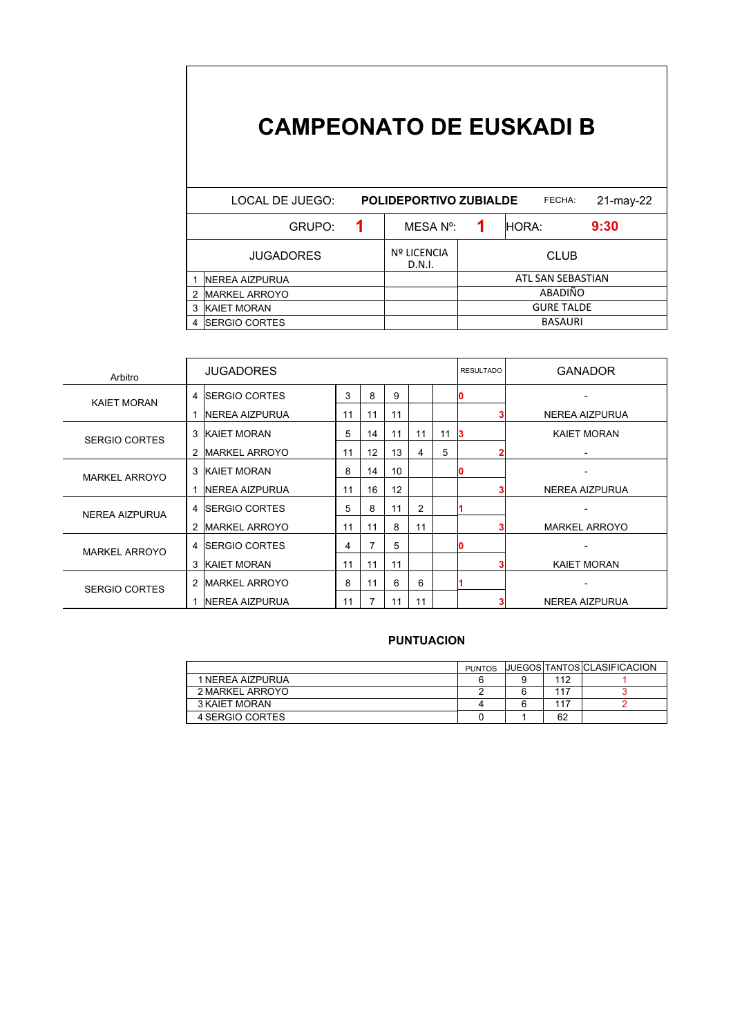# CAMPEONATO DE EUSKADI B

| LOCAL DE JUEGO: | POLIDEPORTIVO ZUBIALDE | FECHA: | 21-may-22 |
|---|---|---|---|
| GRUPO: **1** | MESA Nº: **1** | HORA: | **9:30** |

| | JUGADORES | Nº LICENCIA D.N.I. | CLUB |
|---|---|---|---|
| 1 | NEREA AIZPURUA | | ATL SAN SEBASTIAN |
| 2 | MARKEL ARROYO | | ABADIÑO |
| 3 | KAIET MORAN | | GURE TALDE |
| 4 | SERGIO CORTES | | BASAURI |

| Arbitro | | JUGADORES | | | | | | RESULTADO | GANADOR |
|---|---|---|---|---|---|---|---|---|---|
| KAIET MORAN | 4 | SERGIO CORTES | 3 | 8 | 9 | | | 0 | - |
| | 1 | NEREA AIZPURUA | 11 | 11 | 11 | | | 3 | NEREA AIZPURUA |
| SERGIO CORTES | 3 | KAIET MORAN | 5 | 14 | 11 | 11 | 11 | 3 | KAIET MORAN |
| | 2 | MARKEL ARROYO | 11 | 12 | 13 | 4 | 5 | 2 | - |
| MARKEL ARROYO | 3 | KAIET MORAN | 8 | 14 | 10 | | | 0 | - |
| | 1 | NEREA AIZPURUA | 11 | 16 | 12 | | | 3 | NEREA AIZPURUA |
| NEREA AIZPURUA | 4 | SERGIO CORTES | 5 | 8 | 11 | 2 | | 1 | - |
| | 2 | MARKEL ARROYO | 11 | 11 | 8 | 11 | | 3 | MARKEL ARROYO |
| MARKEL ARROYO | 4 | SERGIO CORTES | 4 | 7 | 5 | | | 0 | - |
| | 3 | KAIET MORAN | 11 | 11 | 11 | | | 3 | KAIET MORAN |
| SERGIO CORTES | 2 | MARKEL ARROYO | 8 | 11 | 6 | 6 | | 1 | - |
| | 1 | NEREA AIZPURUA | 11 | 7 | 11 | 11 | | 3 | NEREA AIZPURUA |

## PUNTUACION

| | PUNTOS | JUEGOS | TANTOS | CLASIFICACION |
|---|---|---|---|---|
| 1 NEREA AIZPURUA | 6 | 9 | 112 | 1 |
| 2 MARKEL ARROYO | 2 | 6 | 117 | 3 |
| 3 KAIET MORAN | 4 | 6 | 117 | 2 |
| 4 SERGIO CORTES | 0 | 1 | 62 | |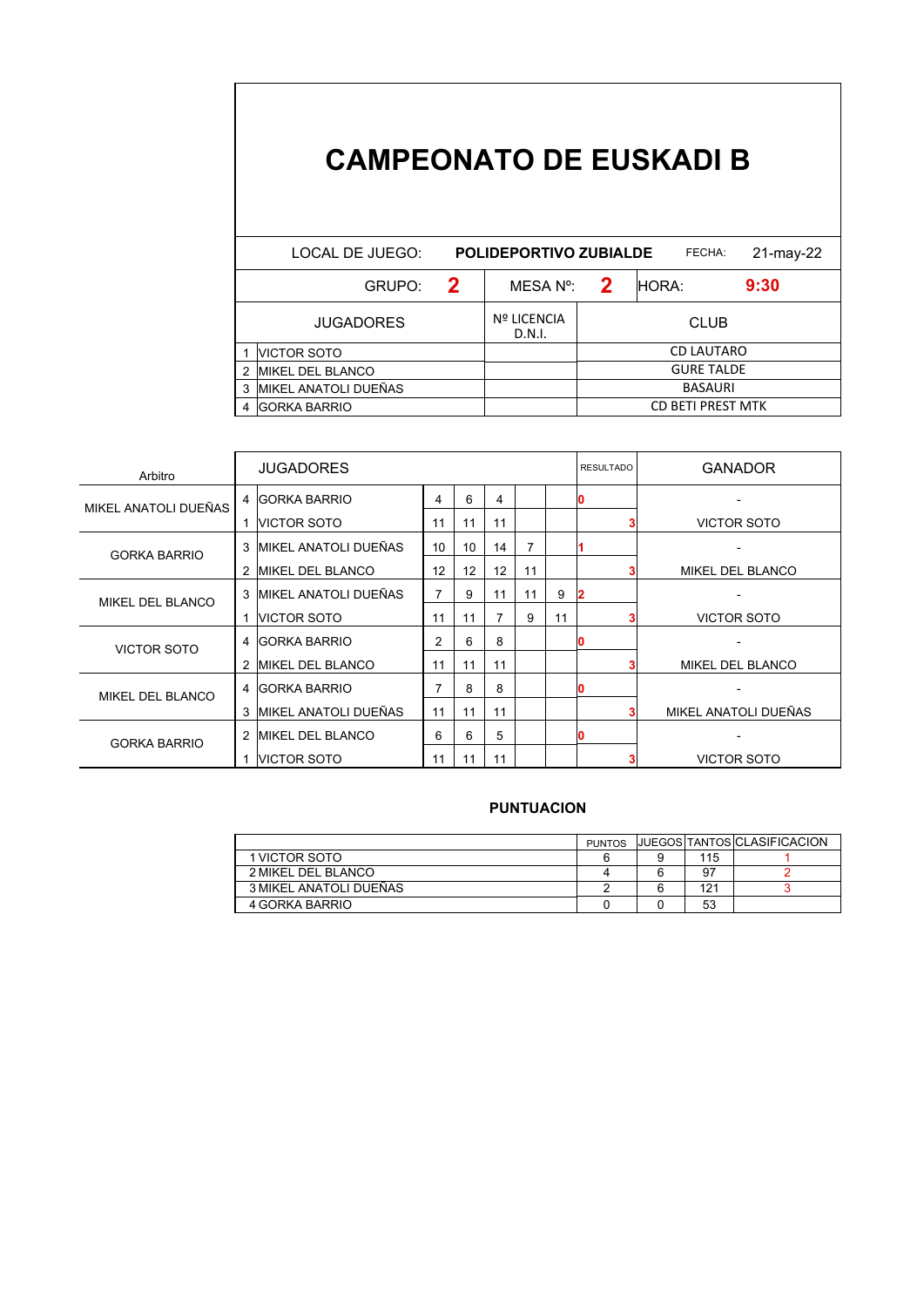# CAMPEONATO DE EUSKADI B

| LOCAL DE JUEGO: | POLIDEPORTIVO ZUBIALDE | FECHA: | 21-may-22 |
|---|---|---|---|
| GRUPO: **2** | MESA Nº: **2** | HORA: | **9:30** |

| | JUGADORES | Nº LICENCIA D.N.I. | CLUB |
|---|---|---|---|
| 1 | VICTOR SOTO | | CD LAUTARO |
| 2 | MIKEL DEL BLANCO | | GURE TALDE |
| 3 | MIKEL ANATOLI DUEÑAS | | BASAURI |
| 4 | GORKA BARRIO | | CD BETI PREST MTK |

| Arbitro | | JUGADORES | | | | | | RESULTADO | GANADOR |
|---|---|---|---|---|---|---|---|---|---|
| MIKEL ANATOLI DUEÑAS | 4 | GORKA BARRIO | 4 | 6 | 4 | | | 0 | - |
| | 1 | VICTOR SOTO | 11 | 11 | 11 | | | 3 | VICTOR SOTO |
| GORKA BARRIO | 3 | MIKEL ANATOLI DUEÑAS | 10 | 10 | 14 | 7 | | 1 | - |
| | 2 | MIKEL DEL BLANCO | 12 | 12 | 12 | 11 | | 3 | MIKEL DEL BLANCO |
| MIKEL DEL BLANCO | 3 | MIKEL ANATOLI DUEÑAS | 7 | 9 | 11 | 11 | 9 | 2 | - |
| | 1 | VICTOR SOTO | 11 | 11 | 7 | 9 | 11 | 3 | VICTOR SOTO |
| VICTOR SOTO | 4 | GORKA BARRIO | 2 | 6 | 8 | | | 0 | - |
| | 2 | MIKEL DEL BLANCO | 11 | 11 | 11 | | | 3 | MIKEL DEL BLANCO |
| MIKEL DEL BLANCO | 4 | GORKA BARRIO | 7 | 8 | 8 | | | 0 | - |
| | 3 | MIKEL ANATOLI DUEÑAS | 11 | 11 | 11 | | | 3 | MIKEL ANATOLI DUEÑAS |
| GORKA BARRIO | 2 | MIKEL DEL BLANCO | 6 | 6 | 5 | | | 0 | - |
| | 1 | VICTOR SOTO | 11 | 11 | 11 | | | 3 | VICTOR SOTO |

## PUNTUACION

| | PUNTOS | JUEGOS | TANTOS | CLASIFICACION |
|---|---|---|---|---|
| 1 VICTOR SOTO | 6 | 9 | 115 | 1 |
| 2 MIKEL DEL BLANCO | 4 | 6 | 97 | 2 |
| 3 MIKEL ANATOLI DUEÑAS | 2 | 6 | 121 | 3 |
| 4 GORKA BARRIO | 0 | 0 | 53 | |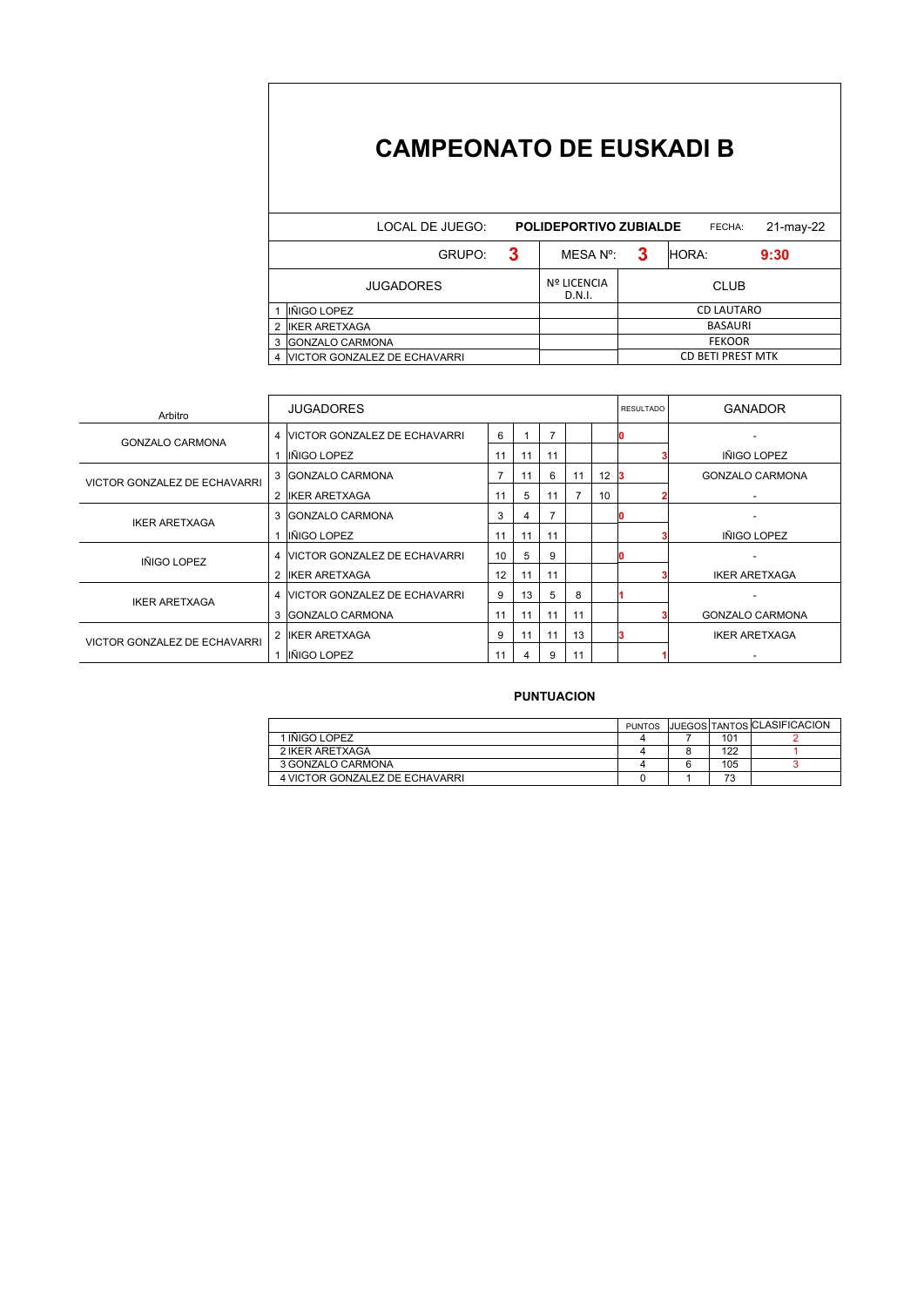# CAMPEONATO DE EUSKADI B

| LOCAL DE JUEGO: | POLIDEPORTIVO ZUBIALDE | FECHA: | 21-may-22 |
|---|---|---|---|
| GRUPO: 3 | MESA Nº: 3 | HORA: | 9:30 |

| | JUGADORES | Nº LICENCIA D.N.I. | CLUB |
|---|---|---|---|
| 1 | IÑIGO LOPEZ | | CD LAUTARO |
| 2 | IKER ARETXAGA | | BASAURI |
| 3 | GONZALO CARMONA | | FEKOOR |
| 4 | VICTOR GONZALEZ DE ECHAVARRI | | CD BETI PREST MTK |

| Arbitro | | JUGADORES | | | | | | RESULTADO | GANADOR |
|---|---|---|---|---|---|---|---|---|---|
| GONZALO CARMONA | 4 | VICTOR GONZALEZ DE ECHAVARRI | 6 | 1 | 7 | | | 0 | - |
| | 1 | IÑIGO LOPEZ | 11 | 11 | 11 | | | 3 | IÑIGO LOPEZ |
| VICTOR GONZALEZ DE ECHAVARRI | 3 | GONZALO CARMONA | 7 | 11 | 6 | 11 | 12 | 3 | GONZALO CARMONA |
| | 2 | IKER ARETXAGA | 11 | 5 | 11 | 7 | 10 | 2 | - |
| IKER ARETXAGA | 3 | GONZALO CARMONA | 3 | 4 | 7 | | | 0 | - |
| | 1 | IÑIGO LOPEZ | 11 | 11 | 11 | | | 3 | IÑIGO LOPEZ |
| IÑIGO LOPEZ | 4 | VICTOR GONZALEZ DE ECHAVARRI | 10 | 5 | 9 | | | 0 | - |
| | 2 | IKER ARETXAGA | 12 | 11 | 11 | | | 3 | IKER ARETXAGA |
| IKER ARETXAGA | 4 | VICTOR GONZALEZ DE ECHAVARRI | 9 | 13 | 5 | 8 | | 1 | - |
| | 3 | GONZALO CARMONA | 11 | 11 | 11 | 11 | | 3 | GONZALO CARMONA |
| VICTOR GONZALEZ DE ECHAVARRI | 2 | IKER ARETXAGA | 9 | 11 | 11 | 13 | | 3 | IKER ARETXAGA |
| | 1 | IÑIGO LOPEZ | 11 | 4 | 9 | 11 | | 1 | - |

**PUNTUACION**

| | PUNTOS | JUEGOS | TANTOS | CLASIFICACION |
|---|---|---|---|---|
| 1 IÑIGO LOPEZ | 4 | 7 | 101 | 2 |
| 2 IKER ARETXAGA | 4 | 8 | 122 | 1 |
| 3 GONZALO CARMONA | 4 | 6 | 105 | 3 |
| 4 VICTOR GONZALEZ DE ECHAVARRI | 0 | 1 | 73 | |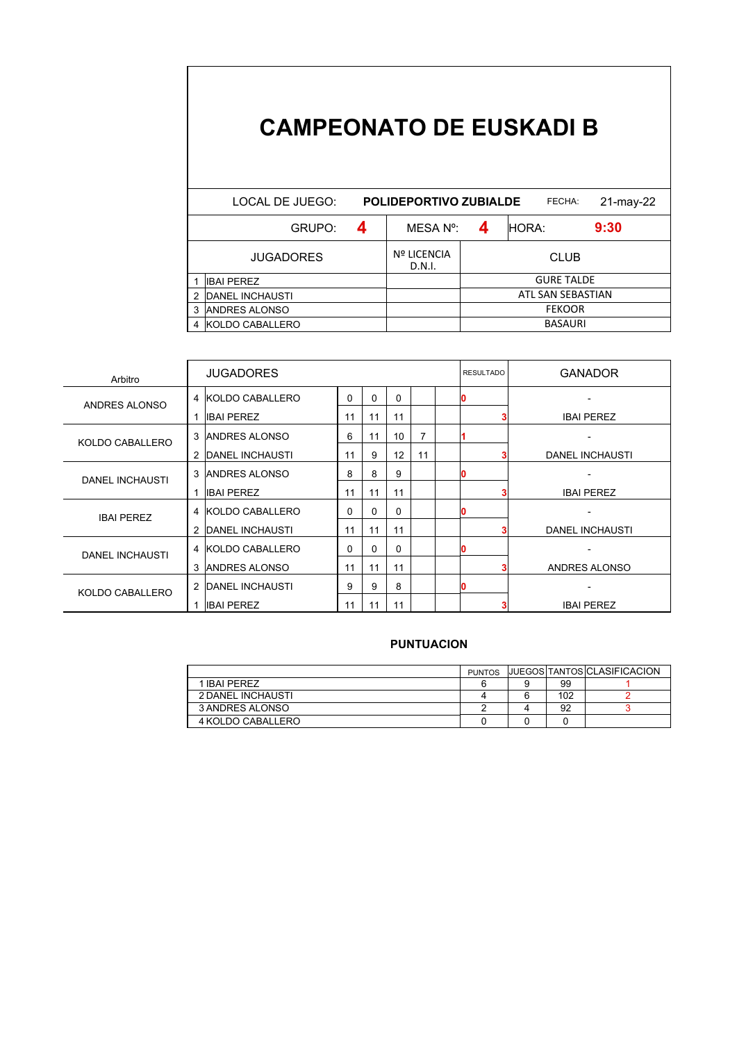# CAMPEONATO DE EUSKADI B

| LOCAL DE JUEGO: | POLIDEPORTIVO ZUBIALDE | FECHA: | 21-may-22 |
|---|---|---|---|
| GRUPO: **4** | MESA Nº: **4** | HORA: | **9:30** |

| | JUGADORES | Nº LICENCIA D.N.I. | CLUB |
|---|---|---|---|
| 1 | IBAI PEREZ | | GURE TALDE |
| 2 | DANEL INCHAUSTI | | ATL SAN SEBASTIAN |
| 3 | ANDRES ALONSO | | FEKOOR |
| 4 | KOLDO CABALLERO | | BASAURI |

| Arbitro | | JUGADORES | | | | | | RESULTADO | GANADOR |
|---|---|---|---|---|---|---|---|---|---|
| ANDRES ALONSO | 4 | KOLDO CABALLERO | 0 | 0 | 0 | | | 0 | - |
| | 1 | IBAI PEREZ | 11 | 11 | 11 | | | 3 | IBAI PEREZ |
| KOLDO CABALLERO | 3 | ANDRES ALONSO | 6 | 11 | 10 | 7 | | 1 | - |
| | 2 | DANEL INCHAUSTI | 11 | 9 | 12 | 11 | | 3 | DANEL INCHAUSTI |
| DANEL INCHAUSTI | 3 | ANDRES ALONSO | 8 | 8 | 9 | | | 0 | - |
| | 1 | IBAI PEREZ | 11 | 11 | 11 | | | 3 | IBAI PEREZ |
| IBAI PEREZ | 4 | KOLDO CABALLERO | 0 | 0 | 0 | | | 0 | - |
| | 2 | DANEL INCHAUSTI | 11 | 11 | 11 | | | 3 | DANEL INCHAUSTI |
| DANEL INCHAUSTI | 4 | KOLDO CABALLERO | 0 | 0 | 0 | | | 0 | - |
| | 3 | ANDRES ALONSO | 11 | 11 | 11 | | | 3 | ANDRES ALONSO |
| KOLDO CABALLERO | 2 | DANEL INCHAUSTI | 9 | 9 | 8 | | | 0 | - |
| | 1 | IBAI PEREZ | 11 | 11 | 11 | | | 3 | IBAI PEREZ |

## PUNTUACION

| | PUNTOS | JUEGOS | TANTOS | CLASIFICACION |
|---|---|---|---|---|
| 1 IBAI PEREZ | 6 | 9 | 99 | 1 |
| 2 DANEL INCHAUSTI | 4 | 6 | 102 | 2 |
| 3 ANDRES ALONSO | 2 | 4 | 92 | 3 |
| 4 KOLDO CABALLERO | 0 | 0 | 0 | |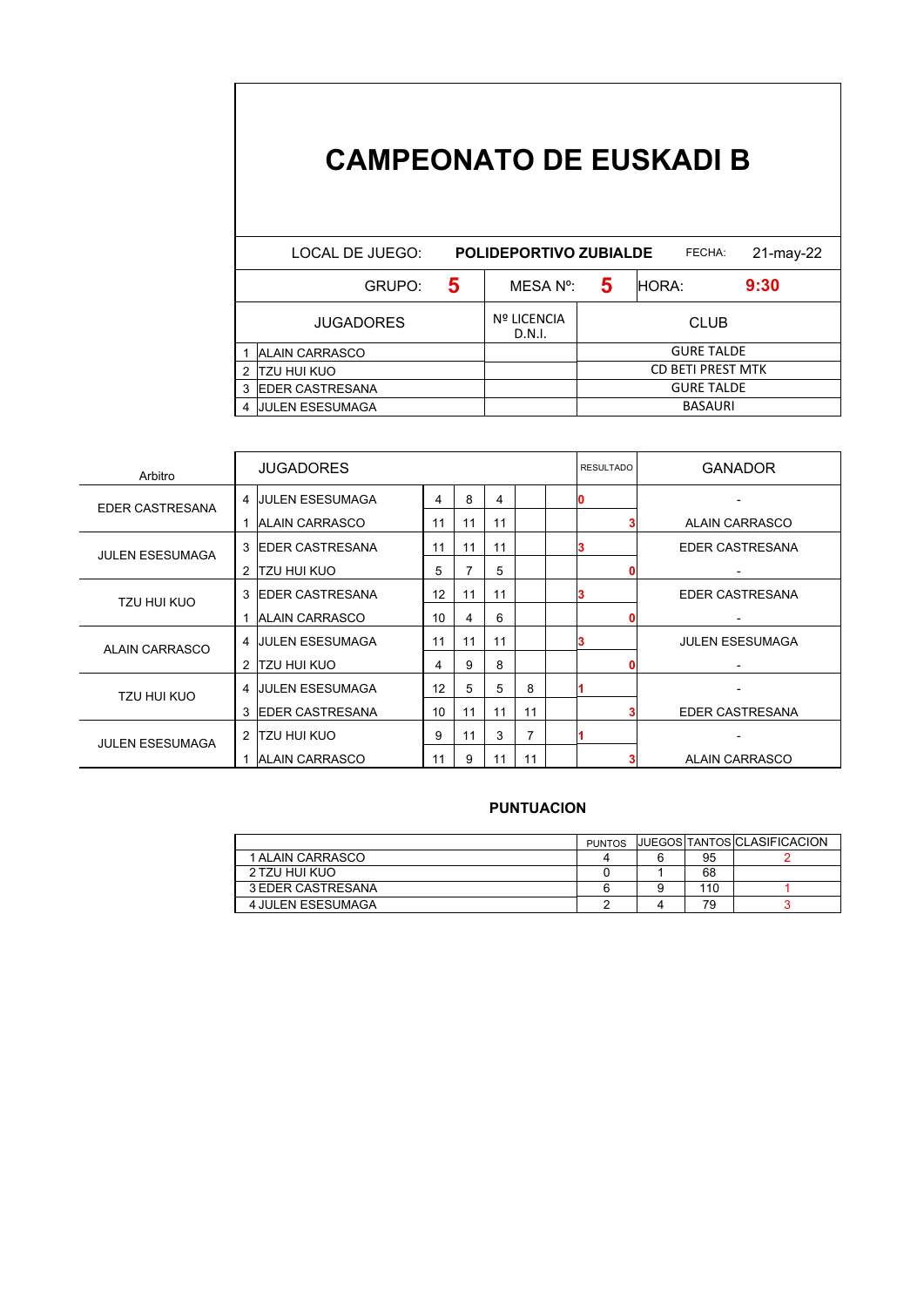# CAMPEONATO DE EUSKADI B

| LOCAL DE JUEGO: | POLIDEPORTIVO ZUBIALDE | FECHA: | 21-may-22 |
|---|---|---|---|
| GRUPO: **5** | MESA Nº: **5** | HORA: | **9:30** |

| | JUGADORES | Nº LICENCIA D.N.I. | CLUB |
|---|---|---|---|
| 1 | ALAIN CARRASCO | | GURE TALDE |
| 2 | TZU HUI KUO | | CD BETI PREST MTK |
| 3 | EDER CASTRESANA | | GURE TALDE |
| 4 | JULEN ESESUMAGA | | BASAURI |

| Arbitro | | JUGADORES | | | | | | RESULTADO | GANADOR |
|---|---|---|---|---|---|---|---|---|---|
| EDER CASTRESANA | 4 | JULEN ESESUMAGA | 4 | 8 | 4 | | | 0 | - |
| | 1 | ALAIN CARRASCO | 11 | 11 | 11 | | | 3 | ALAIN CARRASCO |
| JULEN ESESUMAGA | 3 | EDER CASTRESANA | 11 | 11 | 11 | | | 3 | EDER CASTRESANA |
| | 2 | TZU HUI KUO | 5 | 7 | 5 | | | 0 | - |
| TZU HUI KUO | 3 | EDER CASTRESANA | 12 | 11 | 11 | | | 3 | EDER CASTRESANA |
| | 1 | ALAIN CARRASCO | 10 | 4 | 6 | | | 0 | - |
| ALAIN CARRASCO | 4 | JULEN ESESUMAGA | 11 | 11 | 11 | | | 3 | JULEN ESESUMAGA |
| | 2 | TZU HUI KUO | 4 | 9 | 8 | | | 0 | - |
| TZU HUI KUO | 4 | JULEN ESESUMAGA | 12 | 5 | 5 | 8 | | 1 | - |
| | 3 | EDER CASTRESANA | 10 | 11 | 11 | 11 | | 3 | EDER CASTRESANA |
| JULEN ESESUMAGA | 2 | TZU HUI KUO | 9 | 11 | 3 | 7 | | 1 | - |
| | 1 | ALAIN CARRASCO | 11 | 9 | 11 | 11 | | 3 | ALAIN CARRASCO |

**PUNTUACION**

| | PUNTOS | JUEGOS | TANTOS | CLASIFICACION |
|---|---|---|---|---|
| 1 ALAIN CARRASCO | 4 | 6 | 95 | 2 |
| 2 TZU HUI KUO | 0 | 1 | 68 | |
| 3 EDER CASTRESANA | 6 | 9 | 110 | 1 |
| 4 JULEN ESESUMAGA | 2 | 4 | 79 | 3 |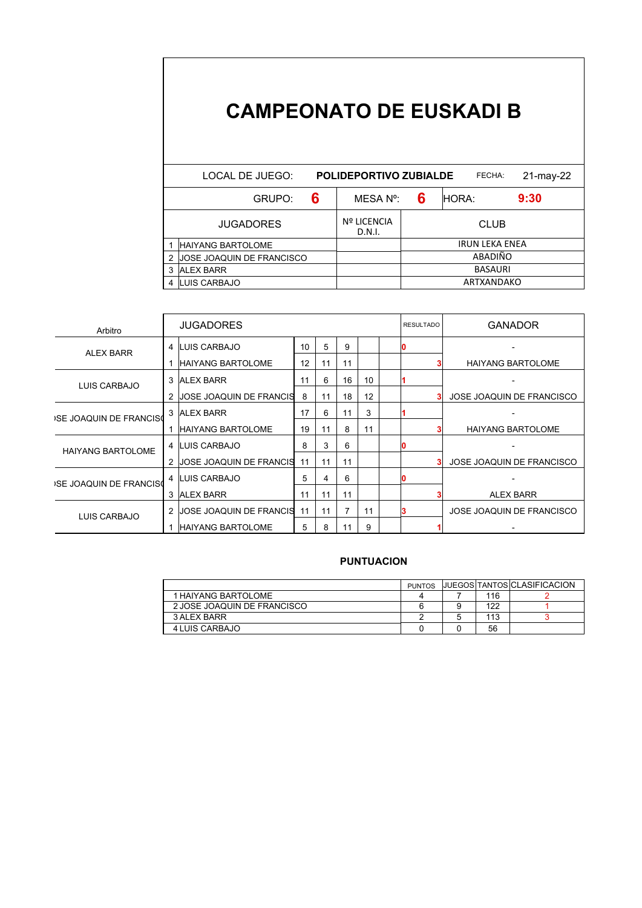# CAMPEONATO DE EUSKADI B

| LOCAL DE JUEGO: | POLIDEPORTIVO ZUBIALDE | FECHA: | 21-may-22 |
|---|---|---|---|
| GRUPO: **6** | MESA Nº: **6** | HORA: | **9:30** |

| | JUGADORES | Nº LICENCIA D.N.I. | CLUB |
|---|---|---|---|
| 1 | HAIYANG BARTOLOME | | IRUN LEKA ENEA |
| 2 | JOSE JOAQUIN DE FRANCISCO | | ABADIÑO |
| 3 | ALEX BARR | | BASAURI |
| 4 | LUIS CARBAJO | | ARTXANDAKO |

| Arbitro | | JUGADORES | | | | | | RESULTADO | GANADOR |
|---|---|---|---|---|---|---|---|---|---|
| ALEX BARR | 4 | LUIS CARBAJO | 10 | 5 | 9 | | | 0 | - |
| | 1 | HAIYANG BARTOLOME | 12 | 11 | 11 | | | 3 | HAIYANG BARTOLOME |
| LUIS CARBAJO | 3 | ALEX BARR | 11 | 6 | 16 | 10 | | 1 | - |
| | 2 | JOSE JOAQUIN DE FRANCIS | 8 | 11 | 18 | 12 | | 3 | JOSE JOAQUIN DE FRANCISCO |
| JOSE JOAQUIN DE FRANCISCO | 3 | ALEX BARR | 17 | 6 | 11 | 3 | | 1 | - |
| | 1 | HAIYANG BARTOLOME | 19 | 11 | 8 | 11 | | 3 | HAIYANG BARTOLOME |
| HAIYANG BARTOLOME | 4 | LUIS CARBAJO | 8 | 3 | 6 | | | 0 | - |
| | 2 | JOSE JOAQUIN DE FRANCIS | 11 | 11 | 11 | | | 3 | JOSE JOAQUIN DE FRANCISCO |
| JOSE JOAQUIN DE FRANCISCO | 4 | LUIS CARBAJO | 5 | 4 | 6 | | | 0 | - |
| | 3 | ALEX BARR | 11 | 11 | 11 | | | 3 | ALEX BARR |
| LUIS CARBAJO | 2 | JOSE JOAQUIN DE FRANCIS | 11 | 11 | 7 | 11 | | 3 | JOSE JOAQUIN DE FRANCISCO |
| | 1 | HAIYANG BARTOLOME | 5 | 8 | 11 | 9 | | 1 | - |

## PUNTUACION

| | PUNTOS | JUEGOS | TANTOS | CLASIFICACION |
|---|---|---|---|---|
| 1 HAIYANG BARTOLOME | 4 | 7 | 116 | 2 |
| 2 JOSE JOAQUIN DE FRANCISCO | 6 | 9 | 122 | 1 |
| 3 ALEX BARR | 2 | 5 | 113 | 3 |
| 4 LUIS CARBAJO | 0 | 0 | 56 | |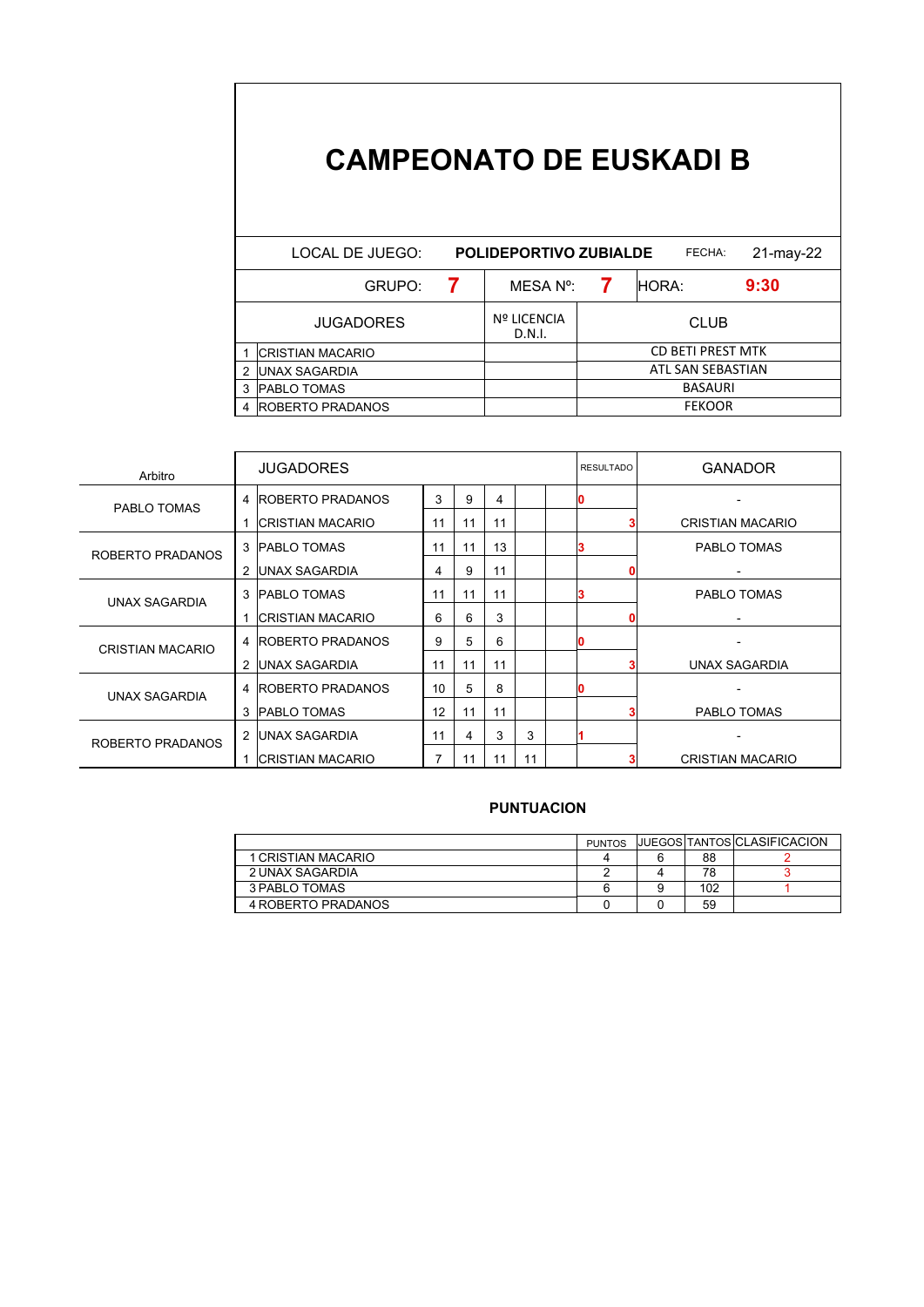# CAMPEONATO DE EUSKADI B

| LOCAL DE JUEGO: | **POLIDEPORTIVO ZUBIALDE** | FECHA: | 21-may-22 |
|---|---|---|---|
| GRUPO: **7** | MESA Nº: **7** | HORA: | **9:30** |

| | JUGADORES | Nº LICENCIA D.N.I. | CLUB |
|---|---|---|---|
| 1 | CRISTIAN MACARIO | | CD BETI PREST MTK |
| 2 | UNAX SAGARDIA | | ATL SAN SEBASTIAN |
| 3 | PABLO TOMAS | | BASAURI |
| 4 | ROBERTO PRADANOS | | FEKOOR |

| Arbitro | | JUGADORES | | | | | | RESULTADO | GANADOR |
|---|---|---|---|---|---|---|---|---|---|
| PABLO TOMAS | 4 | ROBERTO PRADANOS | 3 | 9 | 4 | | | 0 | - |
| | 1 | CRISTIAN MACARIO | 11 | 11 | 11 | | | 3 | CRISTIAN MACARIO |
| ROBERTO PRADANOS | 3 | PABLO TOMAS | 11 | 11 | 13 | | | 3 | PABLO TOMAS |
| | 2 | UNAX SAGARDIA | 4 | 9 | 11 | | | 0 | - |
| UNAX SAGARDIA | 3 | PABLO TOMAS | 11 | 11 | 11 | | | 3 | PABLO TOMAS |
| | 1 | CRISTIAN MACARIO | 6 | 6 | 3 | | | 0 | - |
| CRISTIAN MACARIO | 4 | ROBERTO PRADANOS | 9 | 5 | 6 | | | 0 | - |
| | 2 | UNAX SAGARDIA | 11 | 11 | 11 | | | 3 | UNAX SAGARDIA |
| UNAX SAGARDIA | 4 | ROBERTO PRADANOS | 10 | 5 | 8 | | | 0 | - |
| | 3 | PABLO TOMAS | 12 | 11 | 11 | | | 3 | PABLO TOMAS |
| ROBERTO PRADANOS | 2 | UNAX SAGARDIA | 11 | 4 | 3 | 3 | | 1 | - |
| | 1 | CRISTIAN MACARIO | 7 | 11 | 11 | 11 | | 3 | CRISTIAN MACARIO |

## PUNTUACION

| | PUNTOS | JUEGOS | TANTOS | CLASIFICACION |
|---|---|---|---|---|
| 1 CRISTIAN MACARIO | 4 | 6 | 88 | 2 |
| 2 UNAX SAGARDIA | 2 | 4 | 78 | 3 |
| 3 PABLO TOMAS | 6 | 9 | 102 | 1 |
| 4 ROBERTO PRADANOS | 0 | 0 | 59 | |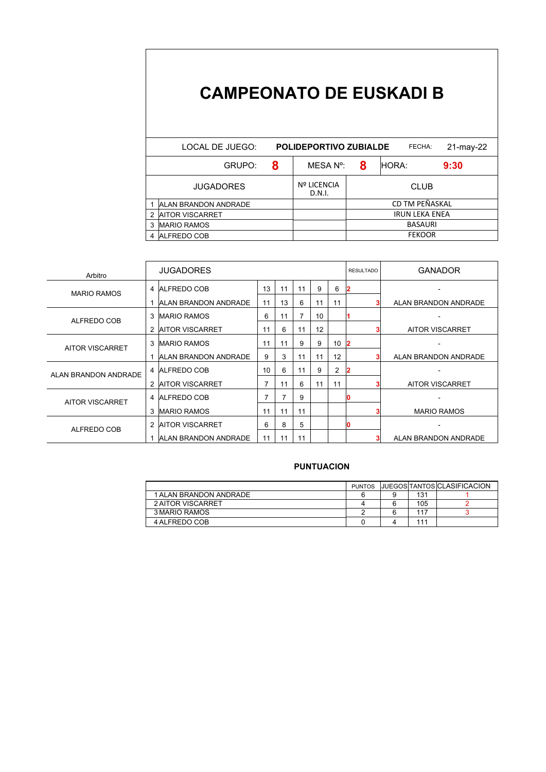# CAMPEONATO DE EUSKADI B

| LOCAL DE JUEGO: | POLIDEPORTIVO ZUBIALDE | FECHA: | 21-may-22 |
|---|---|---|---|
| GRUPO: **8** | MESA Nº: **8** | HORA: | **9:30** |

| | JUGADORES | Nº LICENCIA D.N.I. | CLUB |
|---|---|---|---|
| 1 | ALAN BRANDON ANDRADE | | CD TM PEÑASKAL |
| 2 | AITOR VISCARRET | | IRUN LEKA ENEA |
| 3 | MARIO RAMOS | | BASAURI |
| 4 | ALFREDO COB | | FEKOOR |

| Arbitro | | JUGADORES | | | | | | RESULTADO | GANADOR |
|---|---|---|---|---|---|---|---|---|---|
| MARIO RAMOS | 4 | ALFREDO COB | 13 | 11 | 11 | 9 | 6 | 2 | - |
| | 1 | ALAN BRANDON ANDRADE | 11 | 13 | 6 | 11 | 11 | 3 | ALAN BRANDON ANDRADE |
| ALFREDO COB | 3 | MARIO RAMOS | 6 | 11 | 7 | 10 | | 1 | - |
| | 2 | AITOR VISCARRET | 11 | 6 | 11 | 12 | | 3 | AITOR VISCARRET |
| AITOR VISCARRET | 3 | MARIO RAMOS | 11 | 11 | 9 | 9 | 10 | 2 | - |
| | 1 | ALAN BRANDON ANDRADE | 9 | 3 | 11 | 11 | 12 | 3 | ALAN BRANDON ANDRADE |
| ALAN BRANDON ANDRADE | 4 | ALFREDO COB | 10 | 6 | 11 | 9 | 2 | 2 | - |
| | 2 | AITOR VISCARRET | 7 | 11 | 6 | 11 | 11 | 3 | AITOR VISCARRET |
| AITOR VISCARRET | 4 | ALFREDO COB | 7 | 7 | 9 | | | 0 | - |
| | 3 | MARIO RAMOS | 11 | 11 | 11 | | | 3 | MARIO RAMOS |
| ALFREDO COB | 2 | AITOR VISCARRET | 6 | 8 | 5 | | | 0 | - |
| | 1 | ALAN BRANDON ANDRADE | 11 | 11 | 11 | | | 3 | ALAN BRANDON ANDRADE |

**PUNTUACION**

| | PUNTOS | JUEGOS | TANTOS | CLASIFICACION |
|---|---|---|---|---|
| 1 ALAN BRANDON ANDRADE | 6 | 9 | 131 | 1 |
| 2 AITOR VISCARRET | 4 | 6 | 105 | 2 |
| 3 MARIO RAMOS | 2 | 6 | 117 | 3 |
| 4 ALFREDO COB | 0 | 4 | 111 | |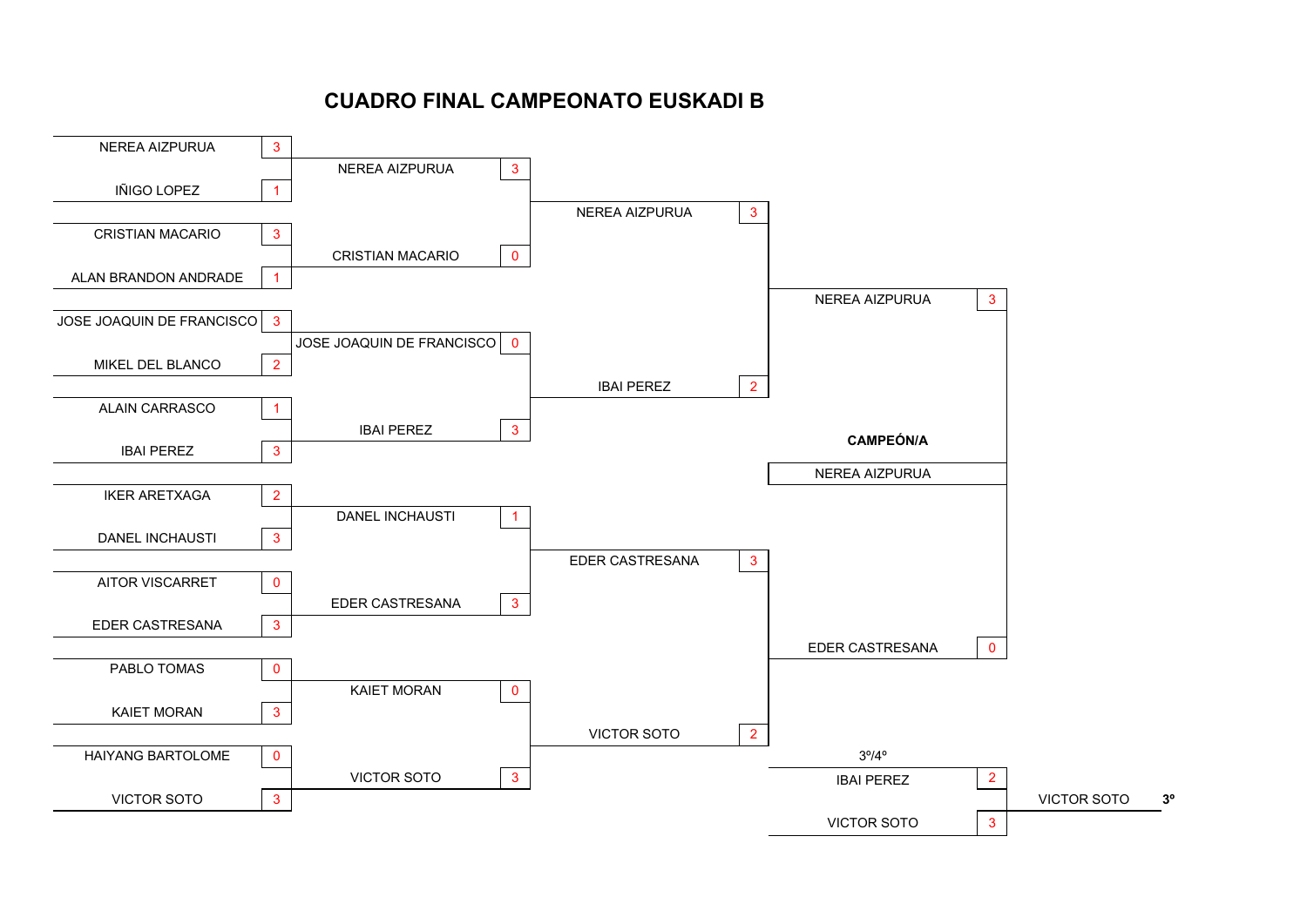# CUADRO FINAL CAMPEONATO EUSKADI B

| | | | | | | | |
|---|---|---|---|---|---|---|---|
| NEREA AIZPURUA | 3 | NEREA AIZPURUA | 3 | NEREA AIZPURUA | 3 | NEREA AIZPURUA | 3 |
| IÑIGO LOPEZ | 1 | | | | | | |
| CRISTIAN MACARIO | 3 | CRISTIAN MACARIO | 0 | | | | |
| ALAN BRANDON ANDRADE | 1 | | | | | | |
| JOSE JOAQUIN DE FRANCISCO | 3 | JOSE JOAQUIN DE FRANCISCO | 0 | IBAI PEREZ | 2 | | |
| MIKEL DEL BLANCO | 2 | | | | | | |
| ALAIN CARRASCO | 1 | IBAI PEREZ | 3 | | | | |
| IBAI PEREZ | 3 | | | | | | |
| IKER ARETXAGA | 2 | DANEL INCHAUSTI | 1 | EDER CASTRESANA | 3 | EDER CASTRESANA | 0 |
| DANEL INCHAUSTI | 3 | | | | | | |
| AITOR VISCARRET | 0 | EDER CASTRESANA | 3 | | | | |
| EDER CASTRESANA | 3 | | | | | | |
| PABLO TOMAS | 0 | KAIET MORAN | 0 | VICTOR SOTO | 2 | | |
| KAIET MORAN | 3 | | | | | | |
| HAIYANG BARTOLOME | 0 | VICTOR SOTO | 3 | | | | |
| VICTOR SOTO | 3 | | | | | | |

**CAMPEÓN/A**

NEREA AIZPURUA

3º/4º

| | | | |
|---|---|---|---|
| IBAI PEREZ | 2 | VICTOR SOTO | **3º** |
| VICTOR SOTO | 3 | | |